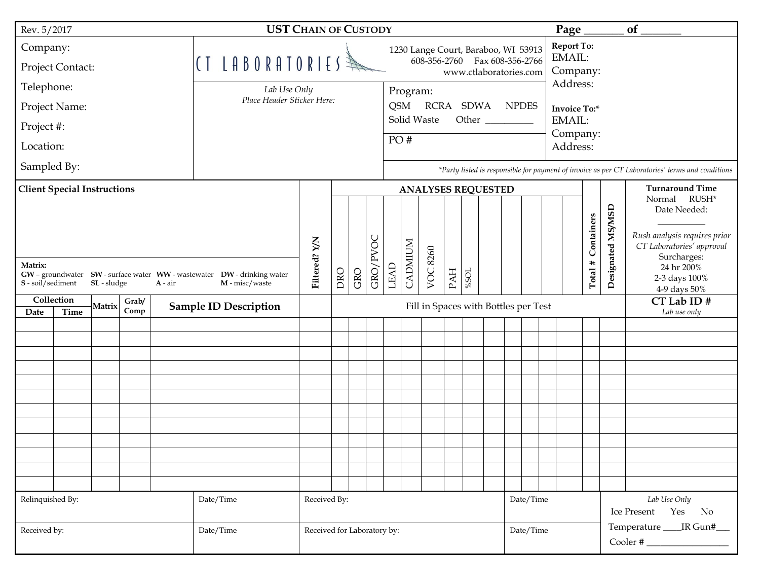Rev. 5/2017

# UST CHAIN OF CUSTODY

Page ______ of ______

Company:

Project Contact:

Telephone:

Project Name:

Project #:

Location:

Sampled By:

CT LABORATORIES

1230 Lange Court, Baraboo, WI 53913
608-356-2760 Fax 608-356-2766
www.ctlaboratories.com

*Lab Use Only*
*Place Header Sticker Here:*

Program:
QSM RCRA SDWA NPDES
Solid Waste Other __________

PO #

**Report To:**
EMAIL:
Company:
Address:

**Invoice To:***
EMAIL:
Company:
Address:

*\*Party listed is responsible for payment of invoice as per CT Laboratories' terms and conditions*

**Client Special Instructions**

**Matrix:**
**GW** – groundwater **SW** - surface water **WW** - wastewater **DW** - drinking water
**S** - soil/sediment **SL** - sludge **A** - air **M** - misc/waste

**Turnaround Time**
Normal RUSH*
Date Needed: __________

*Rush analysis requires prior CT Laboratories' approval*
Surcharges:
24 hr 200%
2-3 days 100%
4-9 days 50%

| Collection Date | Collection Time | Matrix | Grab/ Comp | Sample ID Description | Filtered? Y/N | DRO | GRO | GRO/PVOC | LEAD | CADMIUM | VOC 8260 | PAH | %SOL | | | | | | Total # Containers | Designated MS/MSD | CT Lab ID # *Lab use only* |
|---|---|---|---|---|---|---|---|---|---|---|---|---|---|---|---|---|---|---|---|---|---|
| | | | | | | Fill in Spaces with Bottles per Test | | | | | | | | | | | | | | | |
| | | | | | | | | | | | | | | | | | | | | | |
| | | | | | | | | | | | | | | | | | | | | | |
| | | | | | | | | | | | | | | | | | | | | | |
| | | | | | | | | | | | | | | | | | | | | | |
| | | | | | | | | | | | | | | | | | | | | | |
| | | | | | | | | | | | | | | | | | | | | | |
| | | | | | | | | | | | | | | | | | | | | | |
| | | | | | | | | | | | | | | | | | | | | | |
| | | | | | | | | | | | | | | | | | | | | | |
| | | | | | | | | | | | | | | | | | | | | | |
| | | | | | | | | | | | | | | | | | | | | | |
| | | | | | | | | | | | | | | | | | | | | | |

| Relinquished By: | Date/Time | Received By: | Date/Time | *Lab Use Only* Ice Present Yes No |
|---|---|---|---|---|
| Received by: | Date/Time | Received for Laboratory by: | Date/Time | Temperature ____IR Gun#___ Cooler # ________________ |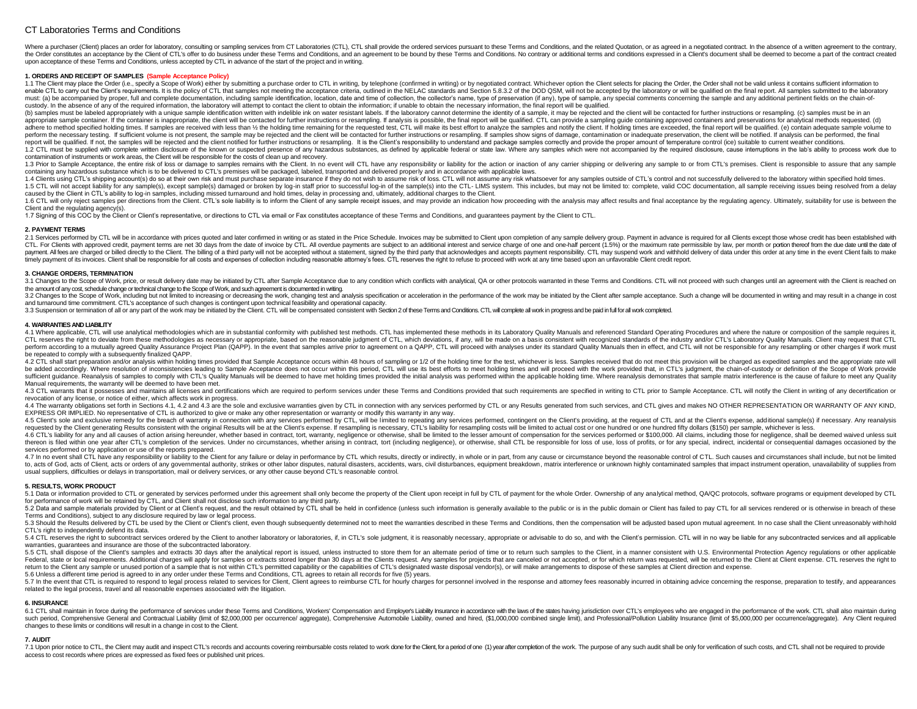# CT Laboratories Terms and Conditions

Where a purchaser (Client) places an order for laboratory, consulting or sampling services from CT Laboratories (CTL), CTL shall provide the ordered services pursuant to these Terms and Conditions, and the related Quotation, or as agreed in a negotiated contract. In the absence of a written agreement to the contrary, the Order constitutes an acceptance by the Client of CTL's offer to do business under these Terms and Conditions, and an agreement to be bound by these Terms and Conditions. No contrary or additional terms and conditions expressed in a Client's document shall be deemed to become a part of the contract created upon acceptance of these Terms and Conditions, unless accepted by CTL in advance of the start of the project and in writing.

## 1. ORDERS AND RECEIPT OF SAMPLES (Sample Acceptance Policy)

1.1 The Client may place the Order (i.e., specify a Scope of Work) either by submitting a purchase order to CTL in writing, by telephone (confirmed in writing) or by negotiated contract. Whichever option the Client selects for placing the Order, the Order shall not be valid unless it contains sufficient information to enable CTL to carry out the Client's requirements. It is the policy of CTL that samples not meeting the acceptance criteria, outlined in the NELAC standards and Section 5.8.3.2 of the DOD QSM, will not be accepted by the laboratory or will be qualified on the final report. All samples submitted to the laboratory must: (a) be accompanied by proper, full and complete documentation, including sample identification, location, date and time of collection, the collector's name, type of preservation (if any), type of sample, any special comments concerning the sample and any additional pertinent fields on the chain-of-custody. In the absence of any of the required information, the laboratory will attempt to contact the client to obtain the information; if unable to obtain the necessary information, the final report will be qualified.
(b) samples must be labeled appropriately with a unique sample identification written with indelible ink on water resistant labels. If the laboratory cannot determine the identity of a sample, it may be rejected and the client will be contacted for further instructions or resampling. (c) samples must be in an appropriate sample container. If the container is inappropriate, the client will be contacted for further instructions or resampling. If analysis is possible, the final report will be qualified. CTL can provide a sampling guide containing approved containers and preservations for analytical methods requested. (d) adhere to method specified holding times. If samples are received with less than ½ the holding time remaining for the requested test, CTL will make its best effort to analyze the samples and notify the client. If holding times are exceeded, the final report will be qualified. (e) contain adequate sample volume to perform the necessary testing. If sufficient volume is not present, the sample may be rejected and the client will be contacted for further instructions or resampling. If samples show signs of damage, contamination or inadequate preservation, the client will be notified. If analysis can be performed, the final report will be qualified. If not, the samples will be rejected and the client notified for further instructions or resampling. It is the Client's responsibility to understand and package samples correctly and provide the proper amount of temperature control (ice) suitable to current weather conditions.
1.2 CTL must be supplied with complete written disclosure of the known or suspected presence of any hazardous substances, as defined by applicable federal or state law. Where any samples which were not accompanied by the required disclosure, cause interruptions in the lab's ability to process work due to contamination of instruments or work areas, the Client will be responsible for the costs of clean up and recovery.
1.3 Prior to Sample Acceptance, the entire risk of loss or damage to samples remains with the Client. In no event will CTL have any responsibility or liability for the action or inaction of any carrier shipping or delivering any sample to or from CTL's premises. Client is responsible to assure that any sample containing any hazardous substance which is to be delivered to CTL's premises will be packaged, labeled, transported and delivered properly and in accordance with applicable laws.
1.4 Clients using CTL's shipping account(s) do so at their own risk and must purchase separate insurance if they do not wish to assume risk of loss. CTL will not assume any risk whatsoever for any samples outside of CTL's control and not successfully delivered to the laboratory within specified hold times.
1.5 CTL will not accept liability for any sample(s), except sample(s) damaged or broken by log-in staff prior to successful log-in of the sample(s) into the CTL- LIMS system. This includes, but may not be limited to: complete, valid COC documentation, all sample receiving issues being resolved from a delay caused by the Client in CTL's ability to log-in samples, including missed turnaround and hold times, delay in processing and, ultimately, additional charges to the Client.
1.6 CTL will only reject samples per directions from the Client. CTL's sole liability is to inform the Client of any sample receipt issues, and may provide an indication how proceeding with the analysis may affect results and final acceptance by the regulating agency. Ultimately, suitability for use is between the Client and the regulating agency(s).
1.7 Signing of this COC by the Client or Client's representative, or directions to CTL via email or Fax constitutes acceptance of these Terms and Conditions, and guarantees payment by the Client to CTL.

## 2. PAYMENT TERMS

2.1 Services performed by CTL will be in accordance with prices quoted and later confirmed in writing or as stated in the Price Schedule. Invoices may be submitted to Client upon completion of any sample delivery group. Payment in advance is required for all Clients except those whose credit has been established with CTL. For Clients with approved credit, payment terms are net 30 days from the date of invoice by CTL. All overdue payments are subject to an additional interest and service charge of one and one-half percent (1.5%) or the maximum rate permissible by law, per month or portion thereof from the due date until the date of payment. All fees are charged or billed directly to the Client. The billing of a third party will not be accepted without a statement, signed by the third party that acknowledges and accepts payment responsibility. CTL may suspend work and withhold delivery of data under this order at any time in the event Client fails to make timely payment of its invoices. Client shall be responsible for all costs and expenses of collection including reasonable attorney's fees. CTL reserves the right to refuse to proceed with work at any time based upon an unfavorable Client credit report.

## 3. CHANGE ORDERS, TERMINATION

3.1 Changes to the Scope of Work, price, or result delivery date may be initiated by CTL after Sample Acceptance due to any condition which conflicts with analytical, QA or other protocols warranted in these Terms and Conditions. CTL will not proceed with such changes until an agreement with the Client is reached on the amount of any cost, schedule change or technical change to the Scope of Work, and such agreement is documented in writing.
3.2 Changes to the Scope of Work, including but not limited to increasing or decreasing the work, changing test and analysis specification or acceleration in the performance of the work may be initiated by the Client after sample acceptance. Such a change will be documented in writing and may result in a change in cost and turnaround time commitment. CTL's acceptance of such changes is contingent upon technical feasibility and operational capacity.
3.3 Suspension or termination of all or any part of the work may be initiated by the Client. CTL will be compensated consistent with Section 2 of these Terms and Conditions. CTL will complete all work in progress and be paid in full for all work completed.

## 4. WARRANTIES AND LIABILITY

4.1 Where applicable, CTL will use analytical methodologies which are in substantial conformity with published test methods. CTL has implemented these methods in its Laboratory Quality Manuals and referenced Standard Operating Procedures and where the nature or composition of the sample requires it, CTL reserves the right to deviate from these methodologies as necessary or appropriate, based on the reasonable judgment of CTL, which deviations, if any, will be made on a basis consistent with recognized standards of the industry and/or CTL's Laboratory Quality Manuals. Client may request that CTL perform according to a mutually agreed Quality Assurance Project Plan (QAPP). In the event that samples arrive prior to agreement on a QAPP, CTL will proceed with analyses under its standard Quality Manuals then in effect, and CTL will not be responsible for any resampling or other charges if work must be repeated to comply with a subsequently finalized QAPP.
4.2 CTL shall start preparation and/or analysis within holding times provided that Sample Acceptance occurs within 48 hours of sampling or 1/2 of the holding time for the test, whichever is less. Samples received that do not meet this provision will be charged as expedited samples and the appropriate rate will be added accordingly. Where resolution of inconsistencies leading to Sample Acceptance does not occur within this period, CTL will use its best efforts to meet holding times and will proceed with the work provided that, in CTL's judgment, the chain-of-custody or definition of the Scope of Work provide sufficient guidance. Reanalysis of samples to comply with CTL's Quality Manuals will be deemed to have met holding times provided the initial analysis was performed within the applicable holding time. Where reanalysis demonstrates that sample matrix interference is the cause of failure to meet any Quality Manual requirements, the warranty will be deemed to have been met.
4.3 CTL warrants that it possesses and maintains all licenses and certifications which are required to perform services under these Terms and Conditions provided that such requirements are specified in writing to CTL prior to Sample Acceptance. CTL will notify the Client in writing of any decertification or revocation of any license, or notice of either, which affects work in progress.
4.4 The warranty obligations set forth in Sections 4.1, 4.2 and 4.3 are the sole and exclusive warranties given by CTL in connection with any services performed by CTL or any Results generated from such services, and CTL gives and makes NO OTHER REPRESENTATION OR WARRANTY OF ANY KIND, EXPRESS OR IMPLIED. No representative of CTL is authorized to give or make any other representation or warranty or modify this warranty in any way.
4.5 Client's sole and exclusive remedy for the breach of warranty in connection with any services performed by CTL, will be limited to repeating any services performed, contingent on the Client's providing, at the request of CTL and at the Client's expense, additional sample(s) if necessary. Any reanalysis requested by the Client generating Results consistent with the original Results will be at the Client's expense. If resampling is necessary, CTL's liability for resampling costs will be limited to actual cost or one hundred or one hundred fifty dollars ($150) per sample, whichever is less.
4.6 CTL's liability for any and all causes of action arising hereunder, whether based in contract, tort, warranty, negligence or otherwise, shall be limited to the lesser amount of compensation for the services performed or $100,000. All claims, including those for negligence, shall be deemed waived unless suit thereon is filed within one year after CTL's completion of the services. Under no circumstances, whether arising in contract, tort (including negligence), or otherwise, shall CTL be responsible for loss of use, loss of profits, or for any special, indirect, incidental or consequential damages occasioned by the services performed or by application or use of the reports prepared.
4.7 In no event shall CTL have any responsibility or liability to the Client for any failure or delay in performance by CTL which results, directly or indirectly, in whole or in part, from any cause or circumstance beyond the reasonable control of CTL. Such causes and circumstances shall include, but not be limited to, acts of God, acts of Client, acts or orders of any governmental authority, strikes or other labor disputes, natural disasters, accidents, wars, civil disturbances, equipment breakdown, matrix interference or unknown highly contaminated samples that impact instrument operation, unavailability of supplies from usual suppliers, difficulties or delays in transportation, mail or delivery services, or any other cause beyond CTL's reasonable control.

## 5. RESULTS, WORK PRODUCT

5.1 Data or information provided to CTL or generated by services performed under this agreement shall only become the property of the Client upon receipt in full by CTL of payment for the whole Order. Ownership of any analytical method, QA/QC protocols, software programs or equipment developed by CTL for performance of work will be retained by CTL, and Client shall not disclose such information to any third party.
5.2 Data and sample materials provided by Client or at Client's request, and the result obtained by CTL shall be held in confidence (unless such information is generally available to the public or is in the public domain or Client has failed to pay CTL for all services rendered or is otherwise in breach of these Terms and Conditions), subject to any disclosure required by law or legal process.
5.3 Should the Results delivered by CTL be used by the Client or Client's client, even though subsequently determined not to meet the warranties described in these Terms and Conditions, then the compensation will be adjusted based upon mutual agreement. In no case shall the Client unreasonably withhold CTL's right to independently defend its data.
5.4 CTL reserves the right to subcontract services ordered by the Client to another laboratory or laboratories, if, in CTL's sole judgment, it is reasonably necessary, appropriate or advisable to do so, and with the Client's permission. CTL will in no way be liable for any subcontracted services and all applicable warranties, guarantees and insurance are those of the subcontracted laboratory.
5.5 CTL shall dispose of the Client's samples and extracts 30 days after the analytical report is issued, unless instructed to store them for an alternate period of time or to return such samples to the Client, in a manner consistent with U.S. Environmental Protection Agency regulations or other applicable Federal, state or local requirements. Additional charges will apply for samples or extracts stored longer than 30 days at the Clients request. Any samples for projects that are canceled or not accepted, or for which return was requested, will be returned to the Client at Client expense. CTL reserves the right to return to the Client any sample or unused portion of a sample that is not within CTL's permitted capability or the capabilities of CTL's designated waste disposal vendor(s), or will make arrangements to dispose of these samples at Client direction and expense.
5.6 Unless a different time period is agreed to in any order under these Terms and Conditions, CTL agrees to retain all records for five (5) years.
5.7 In the event that CTL is required to respond to legal process related to services for Client, Client agrees to reimburse CTL for hourly charges for personnel involved in the response and attorney fees reasonably incurred in obtaining advice concerning the response, preparation to testify, and appearances related to the legal process, travel and all reasonable expenses associated with the litigation.

## 6. INSURANCE

6.1 CTL shall maintain in force during the performance of services under these Terms and Conditions, Workers' Compensation and Employer's Liability Insurance in accordance with the laws of the states having jurisdiction over CTL's employees who are engaged in the performance of the work. CTL shall also maintain during such period, Comprehensive General and Contractual Liability (limit of $2,000,000 per occurrence/ aggregate), Comprehensive Automobile Liability, owned and hired, ($1,000,000 combined single limit), and Professional/Pollution Liability Insurance (limit of $5,000,000 per occurrence/aggregate). Any Client required changes to these limits or conditions will result in a change in cost to the Client.

## 7. AUDIT

7.1 Upon prior notice to CTL, the Client may audit and inspect CTL's records and accounts covering reimbursable costs related to work done for the Client, for a period of one (1) year after completion of the work. The purpose of any such audit shall be only for verification of such costs, and CTL shall not be required to provide access to cost records where prices are expressed as fixed fees or published unit prices.